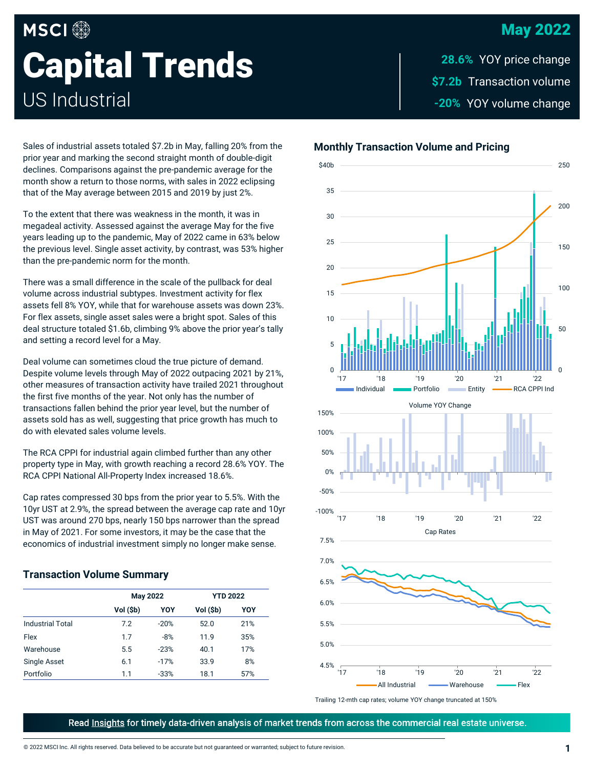# MSCI Capital Trends

## US Industrial

**May 2022**

**28.6%** YOY price change

**$7.2b** Transaction volume

**-20%** YOY volume change

Sales of industrial assets totaled $7.2b in May, falling 20% from the prior year and marking the second straight month of double-digit declines. Comparisons against the pre-pandemic average for the month show a return to those norms, with sales in 2022 eclipsing that of the May average between 2015 and 2019 by just 2%.

To the extent that there was weakness in the month, it was in megadeal activity. Assessed against the average May for the five years leading up to the pandemic, May of 2022 came in 63% below the previous level. Single asset activity, by contrast, was 53% higher than the pre-pandemic norm for the month.

There was a small difference in the scale of the pullback for deal volume across industrial subtypes. Investment activity for flex assets fell 8% YOY, while that for warehouse assets was down 23%. For flex assets, single asset sales were a bright spot. Sales of this deal structure totaled $1.6b, climbing 9% above the prior year's tally and setting a record level for a May.

Deal volume can sometimes cloud the true picture of demand. Despite volume levels through May of 2022 outpacing 2021 by 21%, other measures of transaction activity have trailed 2021 throughout the first five months of the year. Not only has the number of transactions fallen behind the prior year level, but the number of assets sold has as well, suggesting that price growth has much to do with elevated sales volume levels.

The RCA CPPI for industrial again climbed further than any other property type in May, with growth reaching a record 28.6% YOY. The RCA CPPI National All-Property Index increased 18.6%.

Cap rates compressed 30 bps from the prior year to 5.5%. With the 10yr UST at 2.9%, the spread between the average cap rate and 10yr UST was around 270 bps, nearly 150 bps narrower than the spread in May of 2021. For some investors, it may be the case that the economics of industrial investment simply no longer make sense.

### Transaction Volume Summary

| | May 2022 | | YTD 2022 | |
|---|---|---|---|---|
| | Vol ($b) | YOY | Vol ($b) | YOY |
| Industrial Total | 7.2 | -20% | 52.0 | 21% |
| Flex | 1.7 | -8% | 11.9 | 35% |
| Warehouse | 5.5 | -23% | 40.1 | 17% |
| Single Asset | 6.1 | -17% | 33.9 | 8% |
| Portfolio | 1.1 | -33% | 18.1 | 57% |

### Monthly Transaction Volume and Pricing

Individual · Portfolio · Entity · RCA CPPI Ind

Volume YOY Change

Cap Rates

All Industrial · Warehouse · Flex

Trailing 12-mth cap rates; volume YOY change truncated at 150%

Read Insights for timely data-driven analysis of market trends from across the commercial real estate universe.

© 2022 MSCI Inc. All rights reserved. Data believed to be accurate but not guaranteed or warranted; subject to future revision.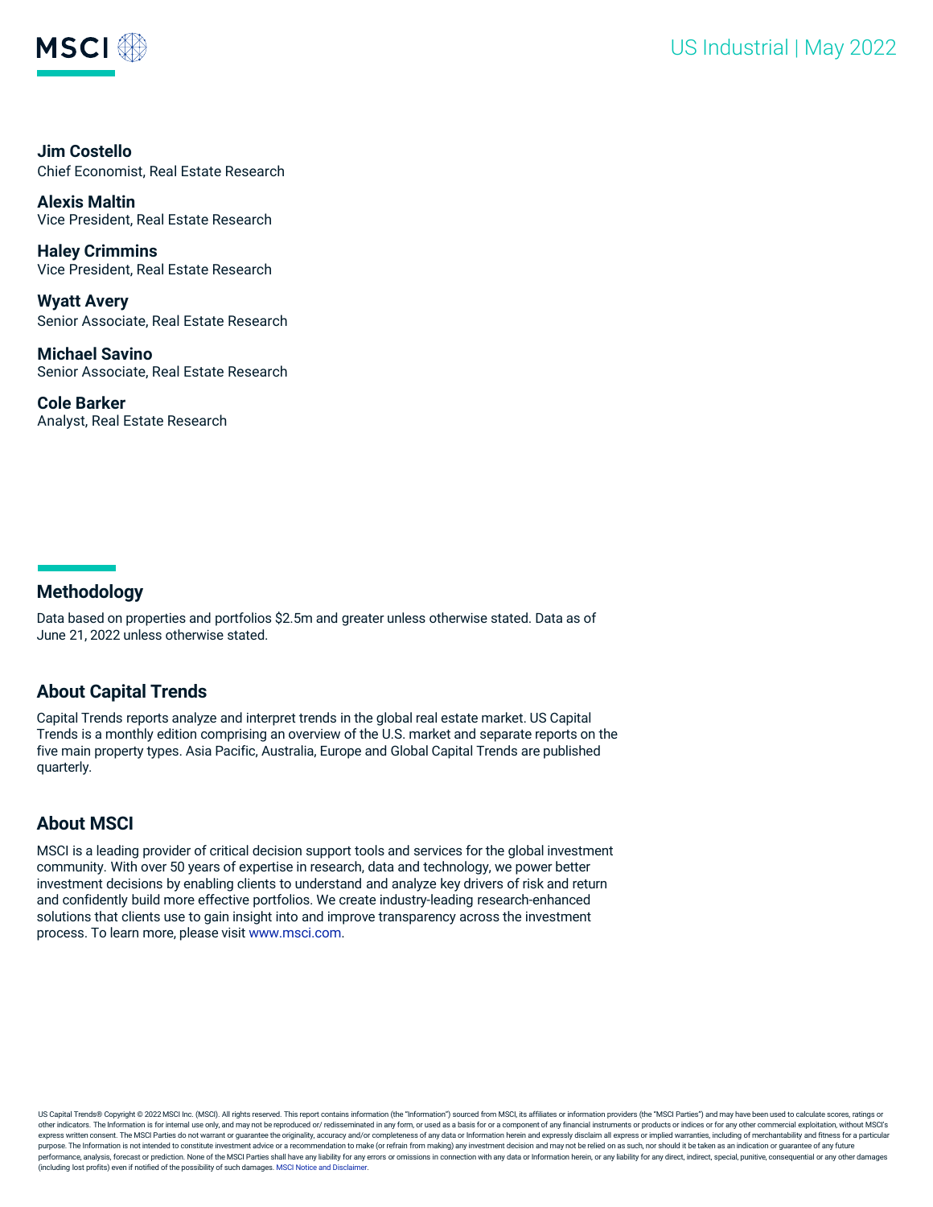**Jim Costello**
Chief Economist, Real Estate Research

**Alexis Maltin**
Vice President, Real Estate Research

**Haley Crimmins**
Vice President, Real Estate Research

**Wyatt Avery**
Senior Associate, Real Estate Research

**Michael Savino**
Senior Associate, Real Estate Research

**Cole Barker**
Analyst, Real Estate Research

## Methodology

Data based on properties and portfolios $2.5m and greater unless otherwise stated. Data as of June 21, 2022 unless otherwise stated.

## About Capital Trends

Capital Trends reports analyze and interpret trends in the global real estate market. US Capital Trends is a monthly edition comprising an overview of the U.S. market and separate reports on the five main property types. Asia Pacific, Australia, Europe and Global Capital Trends are published quarterly.

## About MSCI

MSCI is a leading provider of critical decision support tools and services for the global investment community. With over 50 years of expertise in research, data and technology, we power better investment decisions by enabling clients to understand and analyze key drivers of risk and return and confidently build more effective portfolios. We create industry-leading research-enhanced solutions that clients use to gain insight into and improve transparency across the investment process. To learn more, please visit www.msci.com.

US Capital Trends® Copyright © 2022 MSCI Inc. (MSCI). All rights reserved. This report contains information (the "Information") sourced from MSCI, its affiliates or information providers (the "MSCI Parties") and may have been used to calculate scores, ratings or other indicators. The Information is for internal use only, and may not be reproduced or/ redisseminated in any form, or used as a basis for or a component of any financial instruments or products or indices or for any other commercial exploitation, without MSCI's express written consent. The MSCI Parties do not warrant or guarantee the originality, accuracy and/or completeness of any data or Information herein and expressly disclaim all express or implied warranties, including of merchantability and fitness for a particular purpose. The Information is not intended to constitute investment advice or a recommendation to make (or refrain from making) any investment decision and may not be relied on as such, nor should it be taken as an indication or guarantee of any future performance, analysis, forecast or prediction. None of the MSCI Parties shall have any liability for any errors or omissions in connection with any data or Information herein, or any liability for any direct, indirect, special, punitive, consequential or any other damages (including lost profits) even if notified of the possibility of such damages. MSCI Notice and Disclaimer.